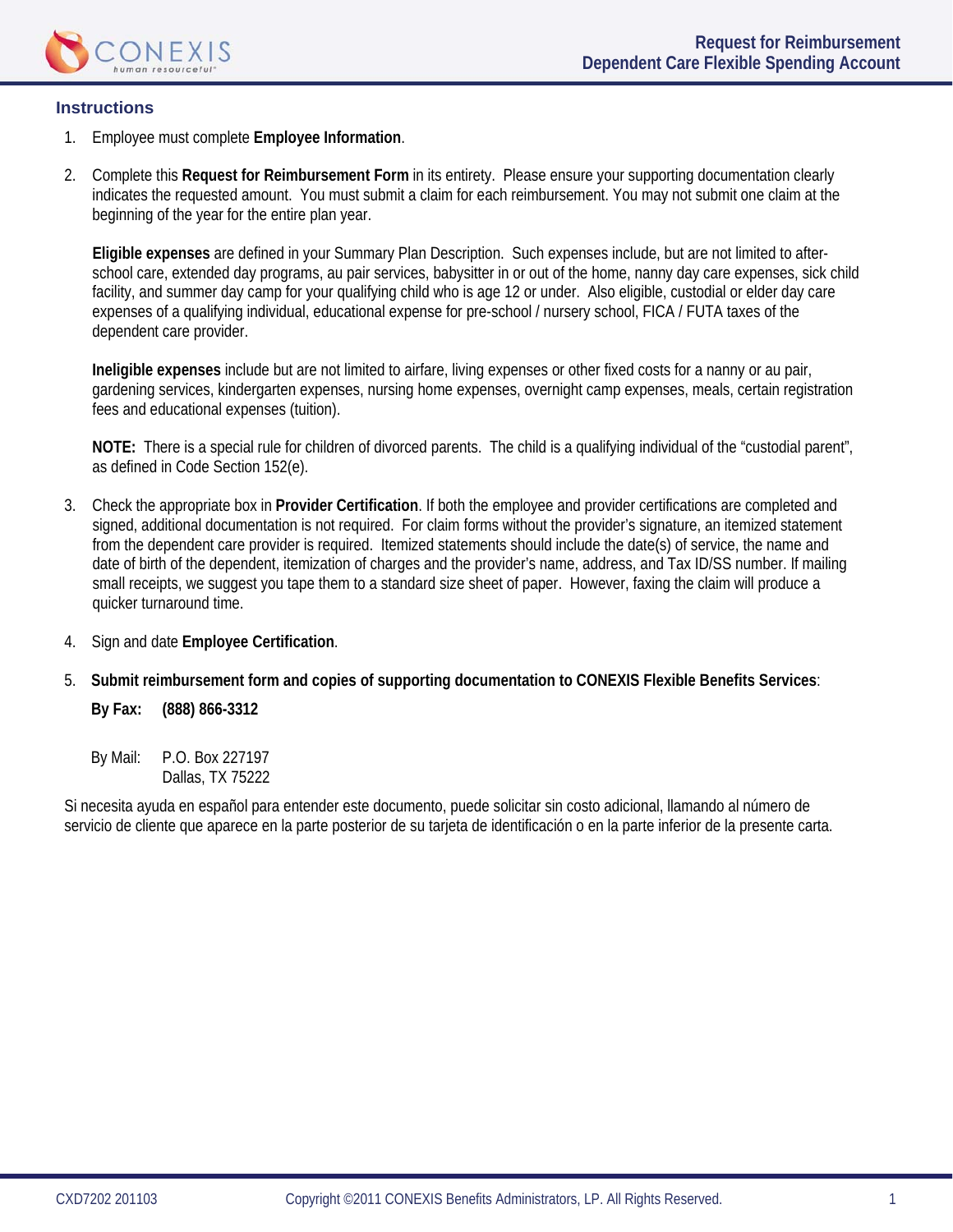# Request for Reimbursement
## Dependent Care Flexible Spending Account

### Instructions

1. Employee must complete **Employee Information**.

2. Complete this **Request for Reimbursement Form** in its entirety. Please ensure your supporting documentation clearly indicates the requested amount. You must submit a claim for each reimbursement. You may not submit one claim at the beginning of the year for the entire plan year.

   **Eligible expenses** are defined in your Summary Plan Description. Such expenses include, but are not limited to after-school care, extended day programs, au pair services, babysitter in or out of the home, nanny day care expenses, sick child facility, and summer day camp for your qualifying child who is age 12 or under. Also eligible, custodial or elder day care expenses of a qualifying individual, educational expense for pre-school / nursery school, FICA / FUTA taxes of the dependent care provider.

   **Ineligible expenses** include but are not limited to airfare, living expenses or other fixed costs for a nanny or au pair, gardening services, kindergarten expenses, nursing home expenses, overnight camp expenses, meals, certain registration fees and educational expenses (tuition).

   **NOTE:** There is a special rule for children of divorced parents. The child is a qualifying individual of the "custodial parent", as defined in Code Section 152(e).

3. Check the appropriate box in **Provider Certification**. If both the employee and provider certifications are completed and signed, additional documentation is not required. For claim forms without the provider's signature, an itemized statement from the dependent care provider is required. Itemized statements should include the date(s) of service, the name and date of birth of the dependent, itemization of charges and the provider's name, address, and Tax ID/SS number. If mailing small receipts, we suggest you tape them to a standard size sheet of paper. However, faxing the claim will produce a quicker turnaround time.

4. Sign and date **Employee Certification**.

5. **Submit reimbursement form and copies of supporting documentation to CONEXIS Flexible Benefits Services**:

   **By Fax: (888) 866-3312**

   By Mail: P.O. Box 227197
   Dallas, TX 75222

Si necesita ayuda en español para entender este documento, puede solicitar sin costo adicional, llamando al número de servicio de cliente que aparece en la parte posterior de su tarjeta de identificación o en la parte inferior de la presente carta.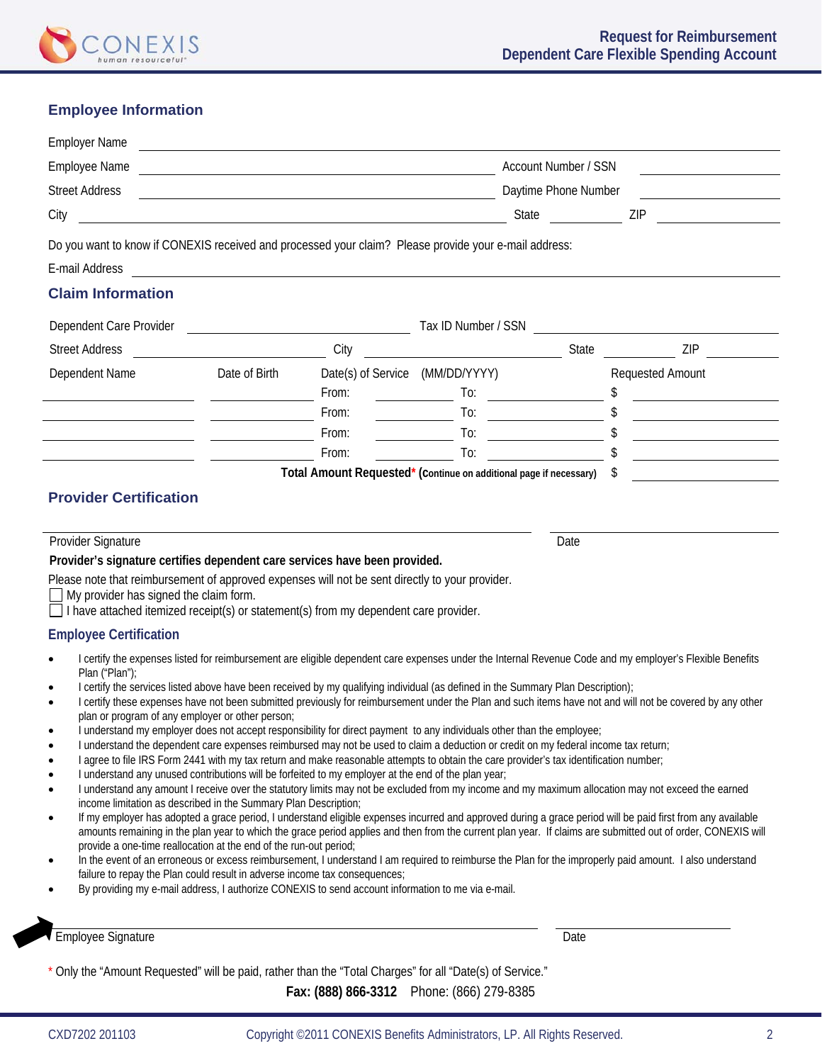# Request for Reimbursement
# Dependent Care Flexible Spending Account

## Employee Information

Employer Name ______________________________

Employee Name ______________________________ Account Number / SSN ______________

Street Address ______________________________ Daytime Phone Number ______________

City ______________________________ State __________ ZIP __________

Do you want to know if CONEXIS received and processed your claim? Please provide your e-mail address:

E-mail Address ______________________________

## Claim Information

Dependent Care Provider ______________________ Tax ID Number / SSN ______________

Street Address ______________ City ______________ State __________ ZIP __________

| Dependent Name | Date of Birth | Date(s) of Service (MM/DD/YYYY) | | Requested Amount |
|---|---|---|---|---|
| | | From: | To: | $ |
| | | From: | To: | $ |
| | | From: | To: | $ |
| | | From: | To: | $ |
| | | **Total Amount Requested*** **(Continue on additional page if necessary)** | | $ |

## Provider Certification

Provider Signature ______________________________ Date ______________

**Provider's signature certifies dependent care services have been provided.**

Please note that reimbursement of approved expenses will not be sent directly to your provider.

☐ My provider has signed the claim form.

☐ I have attached itemized receipt(s) or statement(s) from my dependent care provider.

## Employee Certification

- I certify the expenses listed for reimbursement are eligible dependent care expenses under the Internal Revenue Code and my employer's Flexible Benefits Plan ("Plan");
- I certify the services listed above have been received by my qualifying individual (as defined in the Summary Plan Description);
- I certify these expenses have not been submitted previously for reimbursement under the Plan and such items have not and will not be covered by any other plan or program of any employer or other person;
- I understand my employer does not accept responsibility for direct payment to any individuals other than the employee;
- I understand the dependent care expenses reimbursed may not be used to claim a deduction or credit on my federal income tax return;
- I agree to file IRS Form 2441 with my tax return and make reasonable attempts to obtain the care provider's tax identification number;
- I understand any unused contributions will be forfeited to my employer at the end of the plan year;
- I understand any amount I receive over the statutory limits may not be excluded from my income and my maximum allocation may not exceed the earned income limitation as described in the Summary Plan Description;
- If my employer has adopted a grace period, I understand eligible expenses incurred and approved during a grace period will be paid first from any available amounts remaining in the plan year to which the grace period applies and then from the current plan year. If claims are submitted out of order, CONEXIS will provide a one-time reallocation at the end of the run-out period;
- In the event of an erroneous or excess reimbursement, I understand I am required to reimburse the Plan for the improperly paid amount. I also understand failure to repay the Plan could result in adverse income tax consequences;
- By providing my e-mail address, I authorize CONEXIS to send account information to me via e-mail.

Employee Signature ______________________________ Date ______________

\* Only the "Amount Requested" will be paid, rather than the "Total Charges" for all "Date(s) of Service."

**Fax: (888) 866-3312** Phone: (866) 279-8385

CXD7202 201103 Copyright ©2011 CONEXIS Benefits Administrators, LP. All Rights Reserved.